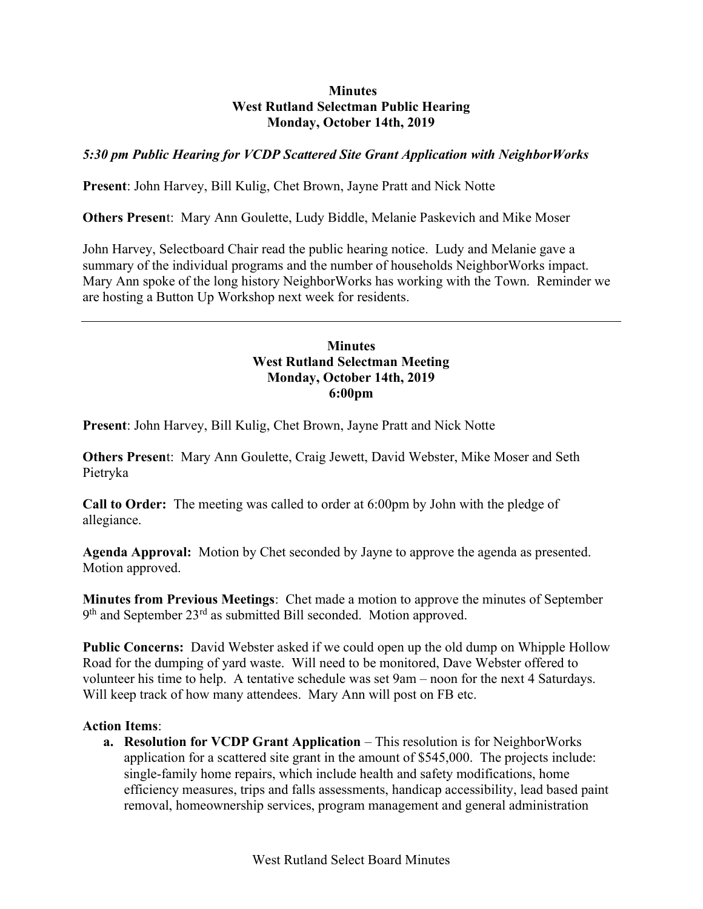**Minutes**
**West Rutland Selectman Public Hearing**
**Monday, October 14th, 2019**

***5:30 pm Public Hearing for VCDP Scattered Site Grant Application with NeighborWorks***

**Present**: John Harvey, Bill Kulig, Chet Brown, Jayne Pratt and Nick Notte

**Others Present**: Mary Ann Goulette, Ludy Biddle, Melanie Paskevich and Mike Moser

John Harvey, Selectboard Chair read the public hearing notice. Ludy and Melanie gave a summary of the individual programs and the number of households NeighborWorks impact. Mary Ann spoke of the long history NeighborWorks has working with the Town. Reminder we are hosting a Button Up Workshop next week for residents.

---

**Minutes**
**West Rutland Selectman Meeting**
**Monday, October 14th, 2019**
**6:00pm**

**Present**: John Harvey, Bill Kulig, Chet Brown, Jayne Pratt and Nick Notte

**Others Present**: Mary Ann Goulette, Craig Jewett, David Webster, Mike Moser and Seth Pietryka

**Call to Order:** The meeting was called to order at 6:00pm by John with the pledge of allegiance.

**Agenda Approval:** Motion by Chet seconded by Jayne to approve the agenda as presented. Motion approved.

**Minutes from Previous Meetings**: Chet made a motion to approve the minutes of September 9th and September 23rd as submitted Bill seconded. Motion approved.

**Public Concerns:** David Webster asked if we could open up the old dump on Whipple Hollow Road for the dumping of yard waste. Will need to be monitored, Dave Webster offered to volunteer his time to help. A tentative schedule was set 9am – noon for the next 4 Saturdays. Will keep track of how many attendees. Mary Ann will post on FB etc.

**Action Items**:

a. **Resolution for VCDP Grant Application** – This resolution is for NeighborWorks application for a scattered site grant in the amount of $545,000. The projects include: single-family home repairs, which include health and safety modifications, home efficiency measures, trips and falls assessments, handicap accessibility, lead based paint removal, homeownership services, program management and general administration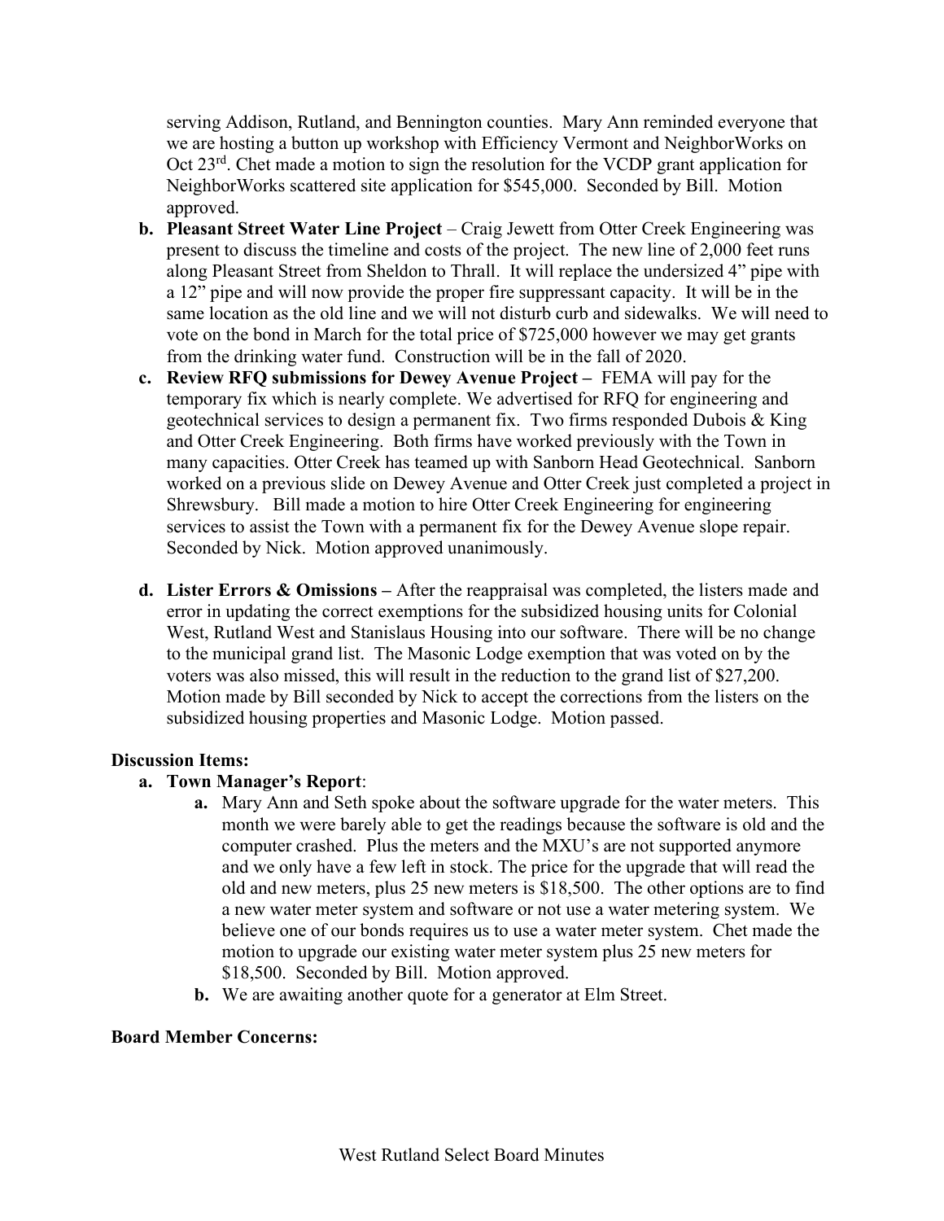serving Addison, Rutland, and Bennington counties. Mary Ann reminded everyone that we are hosting a button up workshop with Efficiency Vermont and NeighborWorks on Oct 23rd. Chet made a motion to sign the resolution for the VCDP grant application for NeighborWorks scattered site application for $545,000. Seconded by Bill. Motion approved.

b. **Pleasant Street Water Line Project** – Craig Jewett from Otter Creek Engineering was present to discuss the timeline and costs of the project. The new line of 2,000 feet runs along Pleasant Street from Sheldon to Thrall. It will replace the undersized 4" pipe with a 12" pipe and will now provide the proper fire suppressant capacity. It will be in the same location as the old line and we will not disturb curb and sidewalks. We will need to vote on the bond in March for the total price of $725,000 however we may get grants from the drinking water fund. Construction will be in the fall of 2020.

c. **Review RFQ submissions for Dewey Avenue Project –** FEMA will pay for the temporary fix which is nearly complete. We advertised for RFQ for engineering and geotechnical services to design a permanent fix. Two firms responded Dubois & King and Otter Creek Engineering. Both firms have worked previously with the Town in many capacities. Otter Creek has teamed up with Sanborn Head Geotechnical. Sanborn worked on a previous slide on Dewey Avenue and Otter Creek just completed a project in Shrewsbury. Bill made a motion to hire Otter Creek Engineering for engineering services to assist the Town with a permanent fix for the Dewey Avenue slope repair. Seconded by Nick. Motion approved unanimously.

d. **Lister Errors & Omissions –** After the reappraisal was completed, the listers made and error in updating the correct exemptions for the subsidized housing units for Colonial West, Rutland West and Stanislaus Housing into our software. There will be no change to the municipal grand list. The Masonic Lodge exemption that was voted on by the voters was also missed, this will result in the reduction to the grand list of $27,200. Motion made by Bill seconded by Nick to accept the corrections from the listers on the subsidized housing properties and Masonic Lodge. Motion passed.

**Discussion Items:**

a. **Town Manager's Report**:
   a. Mary Ann and Seth spoke about the software upgrade for the water meters. This month we were barely able to get the readings because the software is old and the computer crashed. Plus the meters and the MXU's are not supported anymore and we only have a few left in stock. The price for the upgrade that will read the old and new meters, plus 25 new meters is $18,500. The other options are to find a new water meter system and software or not use a water metering system. We believe one of our bonds requires us to use a water meter system. Chet made the motion to upgrade our existing water meter system plus 25 new meters for $18,500. Seconded by Bill. Motion approved.
   b. We are awaiting another quote for a generator at Elm Street.

**Board Member Concerns:**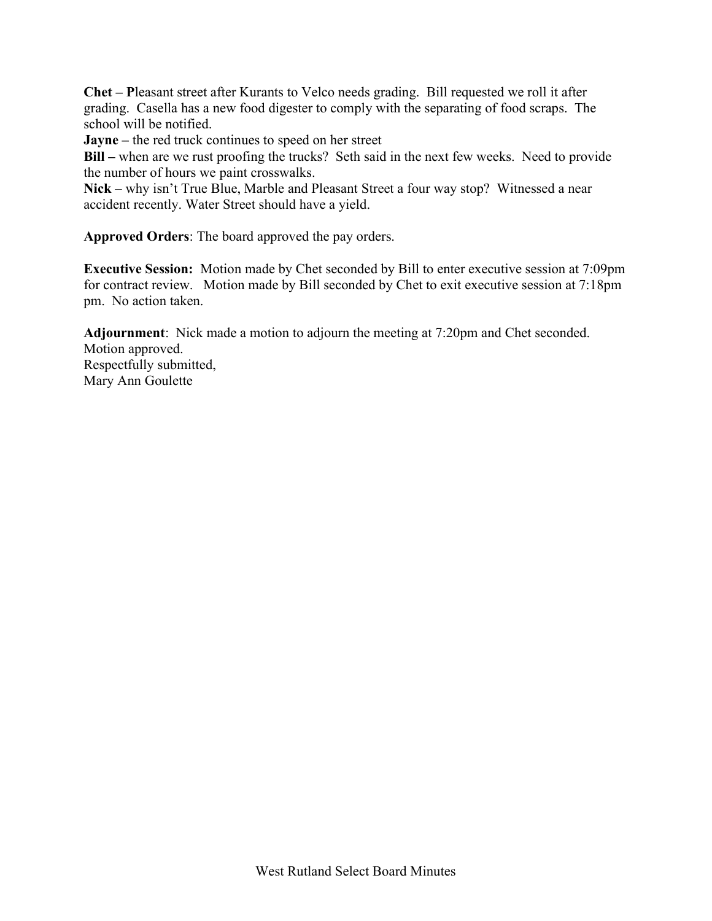**Chet – P**leasant street after Kurants to Velco needs grading. Bill requested we roll it after grading. Casella has a new food digester to comply with the separating of food scraps. The school will be notified.
**Jayne –** the red truck continues to speed on her street
**Bill –** when are we rust proofing the trucks? Seth said in the next few weeks. Need to provide the number of hours we paint crosswalks.
**Nick** – why isn't True Blue, Marble and Pleasant Street a four way stop? Witnessed a near accident recently. Water Street should have a yield.

**Approved Orders**: The board approved the pay orders.

**Executive Session:** Motion made by Chet seconded by Bill to enter executive session at 7:09pm for contract review. Motion made by Bill seconded by Chet to exit executive session at 7:18pm pm. No action taken.

**Adjournment**: Nick made a motion to adjourn the meeting at 7:20pm and Chet seconded. Motion approved.
Respectfully submitted,
Mary Ann Goulette